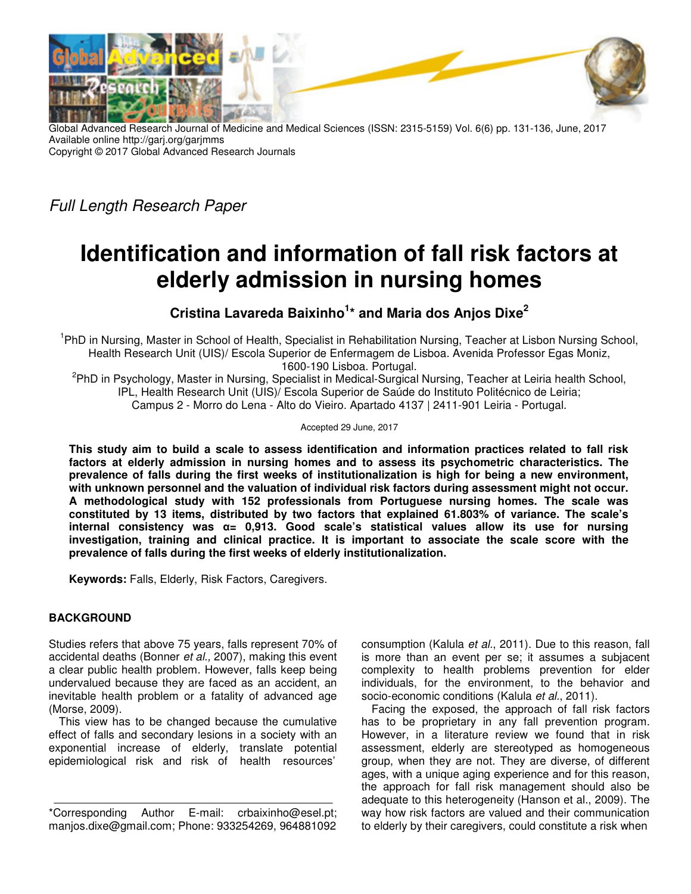Global Advanced Research Journal of Medicine and Medical Sciences (ISSN: 2315-5159) Vol. 6(6) pp. 131-136, June, 2017
Available online http://garj.org/garjmms
Copyright © 2017 Global Advanced Research Journals

*Full Length Research Paper*

# Identification and information of fall risk factors at elderly admission in nursing homes

**Cristina Lavareda Baixinho[1]* and Maria dos Anjos Dixe[2]**

[1]PhD in Nursing, Master in School of Health, Specialist in Rehabilitation Nursing, Teacher at Lisbon Nursing School, Health Research Unit (UIS)/ Escola Superior de Enfermagem de Lisboa. Avenida Professor Egas Moniz, 1600-190 Lisboa. Portugal.

[2]PhD in Psychology, Master in Nursing, Specialist in Medical-Surgical Nursing, Teacher at Leiria health School, IPL, Health Research Unit (UIS)/ Escola Superior de Saúde do Instituto Politécnico de Leiria; Campus 2 - Morro do Lena - Alto do Vieiro. Apartado 4137 | 2411-901 Leiria - Portugal.

Accepted 29 June, 2017

**This study aim to build a scale to assess identification and information practices related to fall risk factors at elderly admission in nursing homes and to assess its psychometric characteristics. The prevalence of falls during the first weeks of institutionalization is high for being a new environment, with unknown personnel and the valuation of individual risk factors during assessment might not occur. A methodological study with 152 professionals from Portuguese nursing homes. The scale was constituted by 13 items, distributed by two factors that explained 61.803% of variance. The scale's internal consistency was α= 0,913. Good scale's statistical values allow its use for nursing investigation, training and clinical practice. It is important to associate the scale score with the prevalence of falls during the first weeks of elderly institutionalization.**

**Keywords:** Falls, Elderly, Risk Factors, Caregivers.

## BACKGROUND

Studies refers that above 75 years, falls represent 70% of accidental deaths (Bonner *et al.,* 2007), making this event a clear public health problem. However, falls keep being undervalued because they are faced as an accident, an inevitable health problem or a fatality of advanced age (Morse, 2009).

This view has to be changed because the cumulative effect of falls and secondary lesions in a society with an exponential increase of elderly, translate potential epidemiological risk and risk of health resources' consumption (Kalula *et al*., 2011). Due to this reason, fall is more than an event per se; it assumes a subjacent complexity to health problems prevention for elder individuals, for the environment, to the behavior and socio-economic conditions (Kalula *et al*., 2011).

Facing the exposed, the approach of fall risk factors has to be proprietary in any fall prevention program. However, in a literature review we found that in risk assessment, elderly are stereotyped as homogeneous group, when they are not. They are diverse, of different ages, with a unique aging experience and for this reason, the approach for fall risk management should also be adequate to this heterogeneity (Hanson et al., 2009). The way how risk factors are valued and their communication to elderly by their caregivers, could constitute a risk when

*Corresponding Author E-mail: crbaixinho@esel.pt; manjos.dixe@gmail.com; Phone: 933254269, 964881092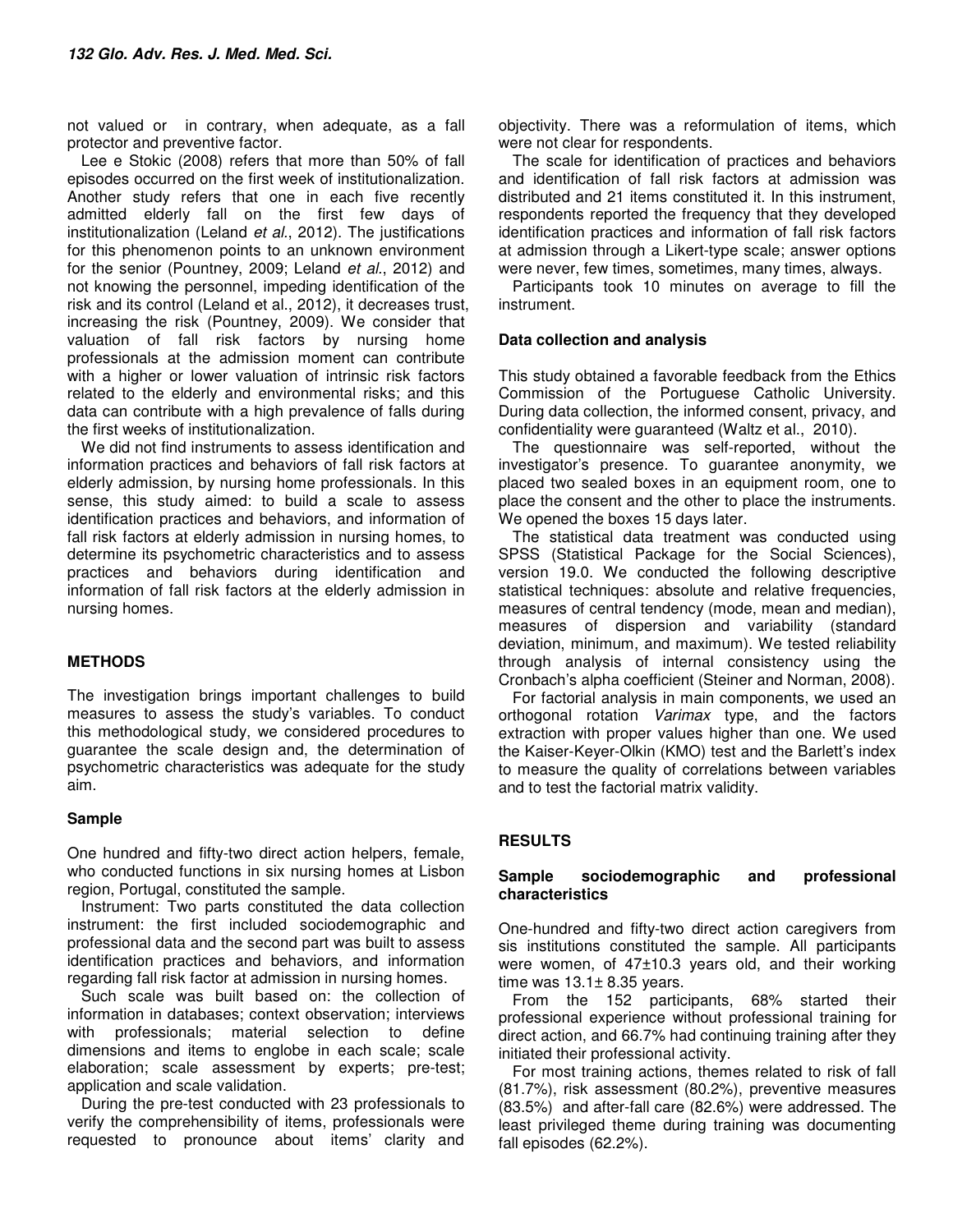not valued or in contrary, when adequate, as a fall protector and preventive factor.

Lee e Stokic (2008) refers that more than 50% of fall episodes occurred on the first week of institutionalization. Another study refers that one in each five recently admitted elderly fall on the first few days of institutionalization (Leland *et al.*, 2012). The justifications for this phenomenon points to an unknown environment for the senior (Pountney, 2009; Leland *et al.*, 2012) and not knowing the personnel, impeding identification of the risk and its control (Leland et al., 2012), it decreases trust, increasing the risk (Pountney, 2009). We consider that valuation of fall risk factors by nursing home professionals at the admission moment can contribute with a higher or lower valuation of intrinsic risk factors related to the elderly and environmental risks; and this data can contribute with a high prevalence of falls during the first weeks of institutionalization.

We did not find instruments to assess identification and information practices and behaviors of fall risk factors at elderly admission, by nursing home professionals. In this sense, this study aimed: to build a scale to assess identification practices and behaviors, and information of fall risk factors at elderly admission in nursing homes, to determine its psychometric characteristics and to assess practices and behaviors during identification and information of fall risk factors at the elderly admission in nursing homes.

## METHODS

The investigation brings important challenges to build measures to assess the study's variables. To conduct this methodological study, we considered procedures to guarantee the scale design and, the determination of psychometric characteristics was adequate for the study aim.

### Sample

One hundred and fifty-two direct action helpers, female, who conducted functions in six nursing homes at Lisbon region, Portugal, constituted the sample.

Instrument: Two parts constituted the data collection instrument: the first included sociodemographic and professional data and the second part was built to assess identification practices and behaviors, and information regarding fall risk factor at admission in nursing homes.

Such scale was built based on: the collection of information in databases; context observation; interviews with professionals; material selection to define dimensions and items to englobe in each scale; scale elaboration; scale assessment by experts; pre-test; application and scale validation.

During the pre-test conducted with 23 professionals to verify the comprehensibility of items, professionals were requested to pronounce about items' clarity and objectivity. There was a reformulation of items, which were not clear for respondents.

The scale for identification of practices and behaviors and identification of fall risk factors at admission was distributed and 21 items constituted it. In this instrument, respondents reported the frequency that they developed identification practices and information of fall risk factors at admission through a Likert-type scale; answer options were never, few times, sometimes, many times, always.

Participants took 10 minutes on average to fill the instrument.

### Data collection and analysis

This study obtained a favorable feedback from the Ethics Commission of the Portuguese Catholic University. During data collection, the informed consent, privacy, and confidentiality were guaranteed (Waltz et al., 2010).

The questionnaire was self-reported, without the investigator's presence. To guarantee anonymity, we placed two sealed boxes in an equipment room, one to place the consent and the other to place the instruments. We opened the boxes 15 days later.

The statistical data treatment was conducted using SPSS (Statistical Package for the Social Sciences), version 19.0. We conducted the following descriptive statistical techniques: absolute and relative frequencies, measures of central tendency (mode, mean and median), measures of dispersion and variability (standard deviation, minimum, and maximum). We tested reliability through analysis of internal consistency using the Cronbach's alpha coefficient (Steiner and Norman, 2008).

For factorial analysis in main components, we used an orthogonal rotation *Varimax* type, and the factors extraction with proper values higher than one. We used the Kaiser-Keyer-Olkin (KMO) test and the Barlett's index to measure the quality of correlations between variables and to test the factorial matrix validity.

## RESULTS

### Sample sociodemographic and professional characteristics

One-hundred and fifty-two direct action caregivers from sis institutions constituted the sample. All participants were women, of 47±10.3 years old, and their working time was 13.1± 8.35 years.

From the 152 participants, 68% started their professional experience without professional training for direct action, and 66.7% had continuing training after they initiated their professional activity.

For most training actions, themes related to risk of fall (81.7%), risk assessment (80.2%), preventive measures (83.5%) and after-fall care (82.6%) were addressed. The least privileged theme during training was documenting fall episodes (62.2%).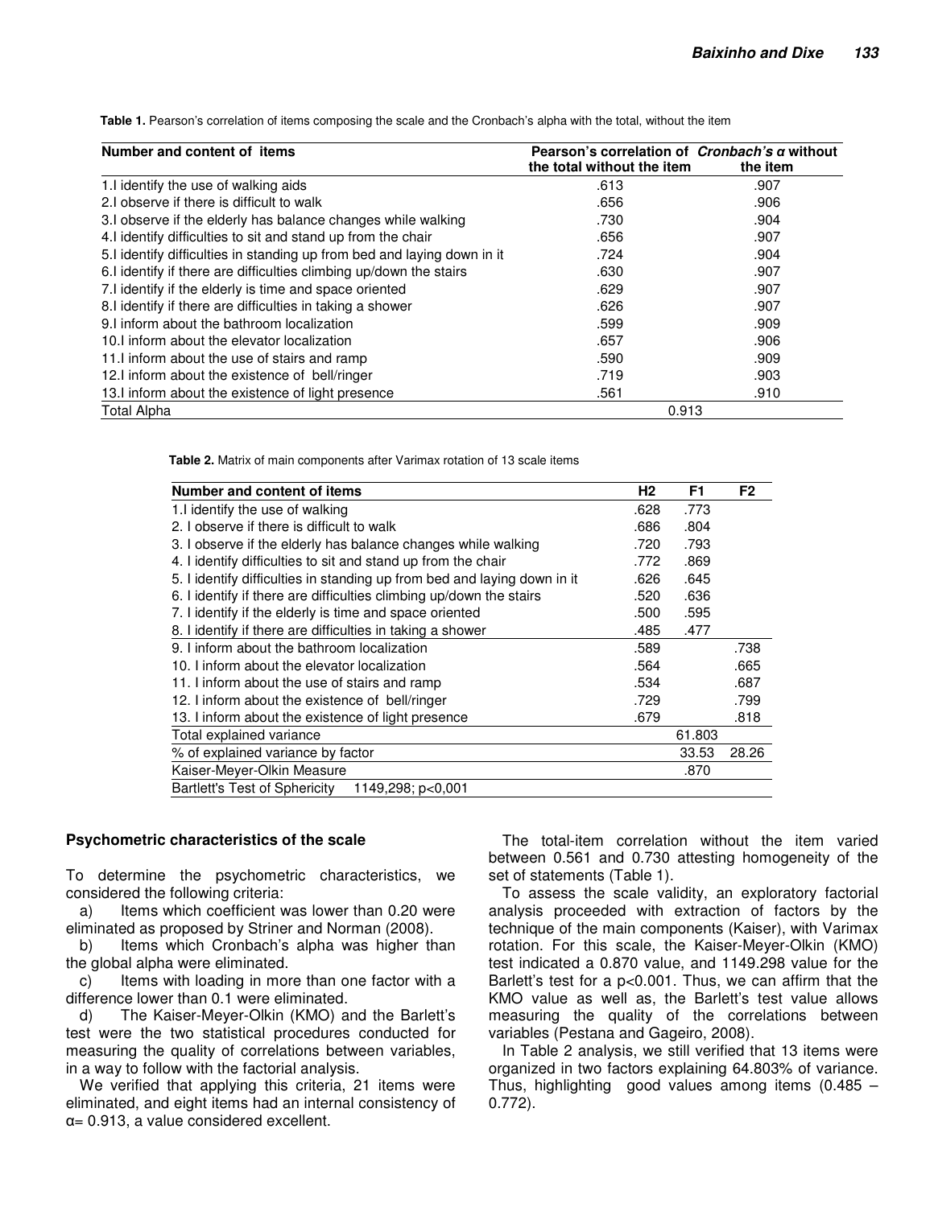**Table 1.** Pearson's correlation of items composing the scale and the Cronbach's alpha with the total, without the item

| Number and content of items | Pearson's correlation of the total without the item | *Cronbach's α* without the item |
|---|---|---|
| 1.I identify the use of walking aids | .613 | .907 |
| 2.I observe if there is difficult to walk | .656 | .906 |
| 3.I observe if the elderly has balance changes while walking | .730 | .904 |
| 4.I identify difficulties to sit and stand up from the chair | .656 | .907 |
| 5.I identify difficulties in standing up from bed and laying down in it | .724 | .904 |
| 6.I identify if there are difficulties climbing up/down the stairs | .630 | .907 |
| 7.I identify if the elderly is time and space oriented | .629 | .907 |
| 8.I identify if there are difficulties in taking a shower | .626 | .907 |
| 9.I inform about the bathroom localization | .599 | .909 |
| 10.I inform about the elevator localization | .657 | .906 |
| 11.I inform about the use of stairs and ramp | .590 | .909 |
| 12.I inform about the existence of bell/ringer | .719 | .903 |
| 13.I inform about the existence of light presence | .561 | .910 |
| Total Alpha | 0.913 | |

**Table 2.** Matrix of main components after Varimax rotation of 13 scale items

| Number and content of items | H2 | F1 | F2 |
|---|---|---|---|
| 1.I identify the use of walking | .628 | .773 | |
| 2. I observe if there is difficult to walk | .686 | .804 | |
| 3. I observe if the elderly has balance changes while walking | .720 | .793 | |
| 4. I identify difficulties to sit and stand up from the chair | .772 | .869 | |
| 5. I identify difficulties in standing up from bed and laying down in it | .626 | .645 | |
| 6. I identify if there are difficulties climbing up/down the stairs | .520 | .636 | |
| 7. I identify if the elderly is time and space oriented | .500 | .595 | |
| 8. I identify if there are difficulties in taking a shower | .485 | .477 | |
| 9. I inform about the bathroom localization | .589 | | .738 |
| 10. I inform about the elevator localization | .564 | | .665 |
| 11. I inform about the use of stairs and ramp | .534 | | .687 |
| 12. I inform about the existence of bell/ringer | .729 | | .799 |
| 13. I inform about the existence of light presence | .679 | | .818 |
| Total explained variance | | 61.803 | |
| % of explained variance by factor | | 33.53 | 28.26 |
| Kaiser-Meyer-Olkin Measure | | .870 | |
| Bartlett's Test of Sphericity 1149,298; p<0,001 | | | |

### Psychometric characteristics of the scale

To determine the psychometric characteristics, we considered the following criteria:

a) Items which coefficient was lower than 0.20 were eliminated as proposed by Striner and Norman (2008).

b) Items which Cronbach's alpha was higher than the global alpha were eliminated.

c) Items with loading in more than one factor with a difference lower than 0.1 were eliminated.

d) The Kaiser-Meyer-Olkin (KMO) and the Barlett's test were the two statistical procedures conducted for measuring the quality of correlations between variables, in a way to follow with the factorial analysis.

We verified that applying this criteria, 21 items were eliminated, and eight items had an internal consistency of α= 0.913, a value considered excellent.

The total-item correlation without the item varied between 0.561 and 0.730 attesting homogeneity of the set of statements (Table 1).

To assess the scale validity, an exploratory factorial analysis proceeded with extraction of factors by the technique of the main components (Kaiser), with Varimax rotation. For this scale, the Kaiser-Meyer-Olkin (KMO) test indicated a 0.870 value, and 1149.298 value for the Barlett's test for a p<0.001. Thus, we can affirm that the KMO value as well as, the Barlett's test value allows measuring the quality of the correlations between variables (Pestana and Gageiro, 2008).

In Table 2 analysis, we still verified that 13 items were organized in two factors explaining 64.803% of variance. Thus, highlighting good values among items (0.485 – 0.772).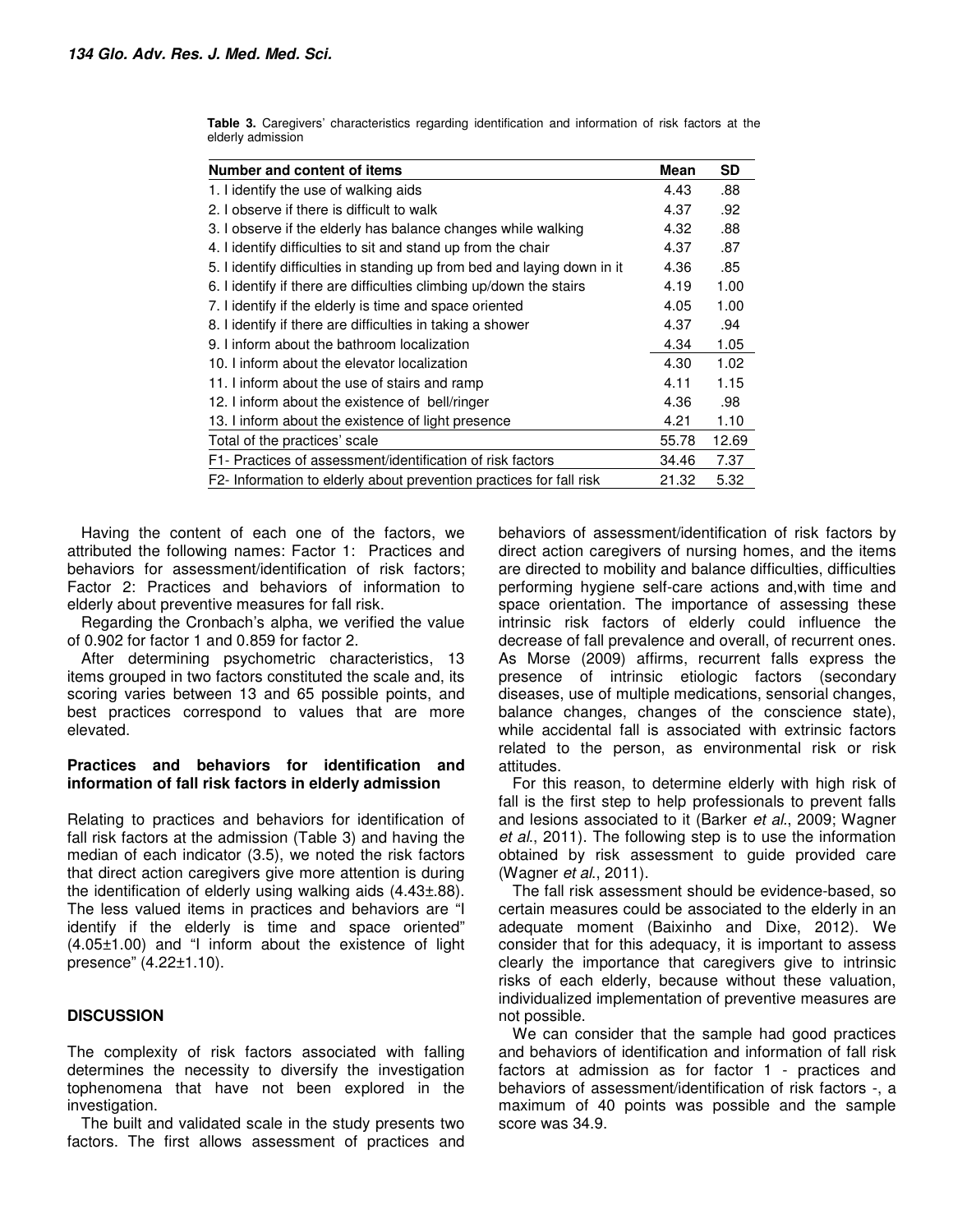**Table 3.** Caregivers' characteristics regarding identification and information of risk factors at the elderly admission

| Number and content of items | Mean | SD |
|---|---|---|
| 1. I identify the use of walking aids | 4.43 | .88 |
| 2. I observe if there is difficult to walk | 4.37 | .92 |
| 3. I observe if the elderly has balance changes while walking | 4.32 | .88 |
| 4. I identify difficulties to sit and stand up from the chair | 4.37 | .87 |
| 5. I identify difficulties in standing up from bed and laying down in it | 4.36 | .85 |
| 6. I identify if there are difficulties climbing up/down the stairs | 4.19 | 1.00 |
| 7. I identify if the elderly is time and space oriented | 4.05 | 1.00 |
| 8. I identify if there are difficulties in taking a shower | 4.37 | .94 |
| 9. I inform about the bathroom localization | 4.34 | 1.05 |
| 10. I inform about the elevator localization | 4.30 | 1.02 |
| 11. I inform about the use of stairs and ramp | 4.11 | 1.15 |
| 12. I inform about the existence of bell/ringer | 4.36 | .98 |
| 13. I inform about the existence of light presence | 4.21 | 1.10 |
| Total of the practices' scale | 55.78 | 12.69 |
| F1- Practices of assessment/identification of risk factors | 34.46 | 7.37 |
| F2- Information to elderly about prevention practices for fall risk | 21.32 | 5.32 |

Having the content of each one of the factors, we attributed the following names: Factor 1: Practices and behaviors for assessment/identification of risk factors; Factor 2: Practices and behaviors of information to elderly about preventive measures for fall risk.

Regarding the Cronbach's alpha, we verified the value of 0.902 for factor 1 and 0.859 for factor 2.

After determining psychometric characteristics, 13 items grouped in two factors constituted the scale and, its scoring varies between 13 and 65 possible points, and best practices correspond to values that are more elevated.

### Practices and behaviors for identification and information of fall risk factors in elderly admission

Relating to practices and behaviors for identification of fall risk factors at the admission (Table 3) and having the median of each indicator (3.5), we noted the risk factors that direct action caregivers give more attention is during the identification of elderly using walking aids (4.43±.88). The less valued items in practices and behaviors are "I identify if the elderly is time and space oriented" (4.05±1.00) and "I inform about the existence of light presence" (4.22±1.10).

## DISCUSSION

The complexity of risk factors associated with falling determines the necessity to diversify the investigation tophenomena that have not been explored in the investigation.

The built and validated scale in the study presents two factors. The first allows assessment of practices and behaviors of assessment/identification of risk factors by direct action caregivers of nursing homes, and the items are directed to mobility and balance difficulties, difficulties performing hygiene self-care actions and,with time and space orientation. The importance of assessing these intrinsic risk factors of elderly could influence the decrease of fall prevalence and overall, of recurrent ones. As Morse (2009) affirms, recurrent falls express the presence of intrinsic etiologic factors (secondary diseases, use of multiple medications, sensorial changes, balance changes, changes of the conscience state), while accidental fall is associated with extrinsic factors related to the person, as environmental risk or risk attitudes.

For this reason, to determine elderly with high risk of fall is the first step to help professionals to prevent falls and lesions associated to it (Barker *et al*., 2009; Wagner *et al*., 2011). The following step is to use the information obtained by risk assessment to guide provided care (Wagner *et al*., 2011).

The fall risk assessment should be evidence-based, so certain measures could be associated to the elderly in an adequate moment (Baixinho and Dixe, 2012). We consider that for this adequacy, it is important to assess clearly the importance that caregivers give to intrinsic risks of each elderly, because without these valuation, individualized implementation of preventive measures are not possible.

We can consider that the sample had good practices and behaviors of identification and information of fall risk factors at admission as for factor 1 - practices and behaviors of assessment/identification of risk factors -, a maximum of 40 points was possible and the sample score was 34.9.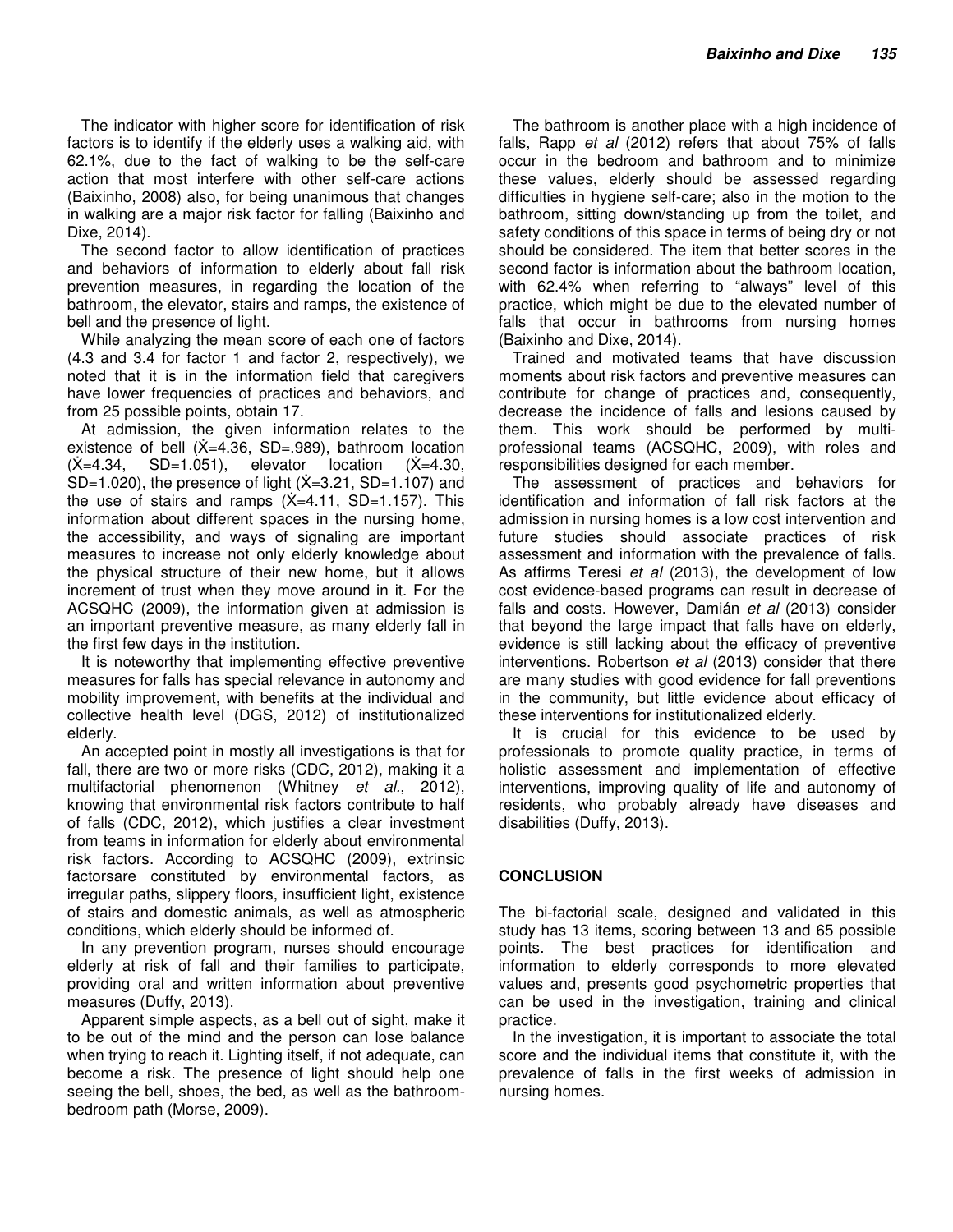The indicator with higher score for identification of risk factors is to identify if the elderly uses a walking aid, with 62.1%, due to the fact of walking to be the self-care action that most interfere with other self-care actions (Baixinho, 2008) also, for being unanimous that changes in walking are a major risk factor for falling (Baixinho and Dixe, 2014).

The second factor to allow identification of practices and behaviors of information to elderly about fall risk prevention measures, in regarding the location of the bathroom, the elevator, stairs and ramps, the existence of bell and the presence of light.

While analyzing the mean score of each one of factors (4.3 and 3.4 for factor 1 and factor 2, respectively), we noted that it is in the information field that caregivers have lower frequencies of practices and behaviors, and from 25 possible points, obtain 17.

At admission, the given information relates to the existence of bell ($\dot{X}$=4.36, SD=.989), bathroom location ($\dot{X}$=4.34, SD=1.051), elevator location ($\dot{X}$=4.30, SD=1.020), the presence of light ($\dot{X}$=3.21, SD=1.107) and the use of stairs and ramps ($\dot{X}$=4.11, SD=1.157). This information about different spaces in the nursing home, the accessibility, and ways of signaling are important measures to increase not only elderly knowledge about the physical structure of their new home, but it allows increment of trust when they move around in it. For the ACSQHC (2009), the information given at admission is an important preventive measure, as many elderly fall in the first few days in the institution.

It is noteworthy that implementing effective preventive measures for falls has special relevance in autonomy and mobility improvement, with benefits at the individual and collective health level (DGS, 2012) of institutionalized elderly.

An accepted point in mostly all investigations is that for fall, there are two or more risks (CDC, 2012), making it a multifactorial phenomenon (Whitney *et al*., 2012), knowing that environmental risk factors contribute to half of falls (CDC, 2012), which justifies a clear investment from teams in information for elderly about environmental risk factors. According to ACSQHC (2009), extrinsic factorsare constituted by environmental factors, as irregular paths, slippery floors, insufficient light, existence of stairs and domestic animals, as well as atmospheric conditions, which elderly should be informed of.

In any prevention program, nurses should encourage elderly at risk of fall and their families to participate, providing oral and written information about preventive measures (Duffy, 2013).

Apparent simple aspects, as a bell out of sight, make it to be out of the mind and the person can lose balance when trying to reach it. Lighting itself, if not adequate, can become a risk. The presence of light should help one seeing the bell, shoes, the bed, as well as the bathroom-bedroom path (Morse, 2009).

The bathroom is another place with a high incidence of falls, Rapp *et al* (2012) refers that about 75% of falls occur in the bedroom and bathroom and to minimize these values, elderly should be assessed regarding difficulties in hygiene self-care; also in the motion to the bathroom, sitting down/standing up from the toilet, and safety conditions of this space in terms of being dry or not should be considered. The item that better scores in the second factor is information about the bathroom location, with 62.4% when referring to "always" level of this practice, which might be due to the elevated number of falls that occur in bathrooms from nursing homes (Baixinho and Dixe, 2014).

Trained and motivated teams that have discussion moments about risk factors and preventive measures can contribute for change of practices and, consequently, decrease the incidence of falls and lesions caused by them. This work should be performed by multi-professional teams (ACSQHC, 2009), with roles and responsibilities designed for each member.

The assessment of practices and behaviors for identification and information of fall risk factors at the admission in nursing homes is a low cost intervention and future studies should associate practices of risk assessment and information with the prevalence of falls. As affirms Teresi *et al* (2013), the development of low cost evidence-based programs can result in decrease of falls and costs. However, Damián *et al* (2013) consider that beyond the large impact that falls have on elderly, evidence is still lacking about the efficacy of preventive interventions. Robertson *et al* (2013) consider that there are many studies with good evidence for fall preventions in the community, but little evidence about efficacy of these interventions for institutionalized elderly.

It is crucial for this evidence to be used by professionals to promote quality practice, in terms of holistic assessment and implementation of effective interventions, improving quality of life and autonomy of residents, who probably already have diseases and disabilities (Duffy, 2013).

## CONCLUSION

The bi-factorial scale, designed and validated in this study has 13 items, scoring between 13 and 65 possible points. The best practices for identification and information to elderly corresponds to more elevated values and, presents good psychometric properties that can be used in the investigation, training and clinical practice.

In the investigation, it is important to associate the total score and the individual items that constitute it, with the prevalence of falls in the first weeks of admission in nursing homes.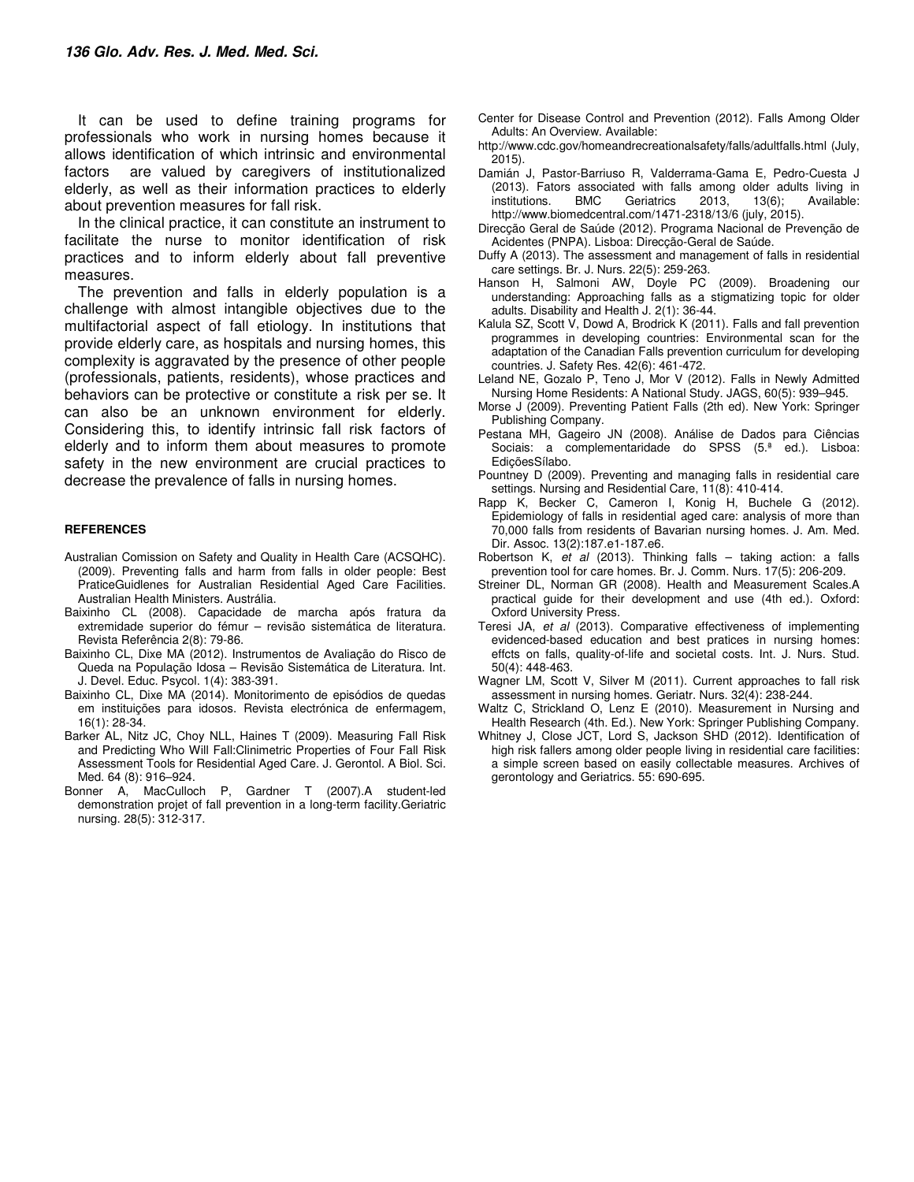It can be used to define training programs for professionals who work in nursing homes because it allows identification of which intrinsic and environmental factors are valued by caregivers of institutionalized elderly, as well as their information practices to elderly about prevention measures for fall risk.

In the clinical practice, it can constitute an instrument to facilitate the nurse to monitor identification of risk practices and to inform elderly about fall preventive measures.

The prevention and falls in elderly population is a challenge with almost intangible objectives due to the multifactorial aspect of fall etiology. In institutions that provide elderly care, as hospitals and nursing homes, this complexity is aggravated by the presence of other people (professionals, patients, residents), whose practices and behaviors can be protective or constitute a risk per se. It can also be an unknown environment for elderly. Considering this, to identify intrinsic fall risk factors of elderly and to inform them about measures to promote safety in the new environment are crucial practices to decrease the prevalence of falls in nursing homes.

## REFERENCES

Australian Comission on Safety and Quality in Health Care (ACSQHC). (2009). Preventing falls and harm from falls in older people: Best PraticeGuidlenes for Australian Residential Aged Care Facilities. Australian Health Ministers. Austrália.

Baixinho CL (2008). Capacidade de marcha após fratura da extremidade superior do fémur – revisão sistemática de literatura. Revista Referência 2(8): 79-86.

Baixinho CL, Dixe MA (2012). Instrumentos de Avaliação do Risco de Queda na População Idosa – Revisão Sistemática de Literatura. Int. J. Devel. Educ. Psycol. 1(4): 383-391.

Baixinho CL, Dixe MA (2014). Monitorimento de episódios de quedas em instituições para idosos. Revista electrónica de enfermagem, 16(1): 28-34.

Barker AL, Nitz JC, Choy NLL, Haines T (2009). Measuring Fall Risk and Predicting Who Will Fall:Clinimetric Properties of Four Fall Risk Assessment Tools for Residential Aged Care. J. Gerontol. A Biol. Sci. Med. 64 (8): 916–924.

Bonner A, MacCulloch P, Gardner T (2007).A student-led demonstration projet of fall prevention in a long-term facility.Geriatric nursing. 28(5): 312-317.

Center for Disease Control and Prevention (2012). Falls Among Older Adults: An Overview. Available: http://www.cdc.gov/homeandrecreationalsafety/falls/adultfalls.html (July, 2015).

Damián J, Pastor-Barriuso R, Valderrama-Gama E, Pedro-Cuesta J (2013). Fators associated with falls among older adults living in institutions. BMC Geriatrics 2013, 13(6); Available: http://www.biomedcentral.com/1471-2318/13/6 (july, 2015).

Direcção Geral de Saúde (2012). Programa Nacional de Prevenção de Acidentes (PNPA). Lisboa: Direcção-Geral de Saúde.

Duffy A (2013). The assessment and management of falls in residential care settings. Br. J. Nurs. 22(5): 259-263.

Hanson H, Salmoni AW, Doyle PC (2009). Broadening our understanding: Approaching falls as a stigmatizing topic for older adults. Disability and Health J. 2(1): 36-44.

Kalula SZ, Scott V, Dowd A, Brodrick K (2011). Falls and fall prevention programmes in developing countries: Environmental scan for the adaptation of the Canadian Falls prevention curriculum for developing countries. J. Safety Res. 42(6): 461-472.

Leland NE, Gozalo P, Teno J, Mor V (2012). Falls in Newly Admitted Nursing Home Residents: A National Study. JAGS, 60(5): 939–945.

Morse J (2009). Preventing Patient Falls (2th ed). New York: Springer Publishing Company.

Pestana MH, Gageiro JN (2008). Análise de Dados para Ciências Sociais: a complementaridade do SPSS (5.ª ed.). Lisboa: EdiçõesSílabo.

Pountney D (2009). Preventing and managing falls in residential care settings. Nursing and Residential Care, 11(8): 410-414.

Rapp K, Becker C, Cameron I, Konig H, Buchele G (2012). Epidemiology of falls in residential aged care: analysis of more than 70,000 falls from residents of Bavarian nursing homes. J. Am. Med. Dir. Assoc. 13(2):187.e1-187.e6.

Robertson K, *et al* (2013). Thinking falls – taking action: a falls prevention tool for care homes. Br. J. Comm. Nurs. 17(5): 206-209.

Streiner DL, Norman GR (2008). Health and Measurement Scales.A practical guide for their development and use (4th ed.). Oxford: Oxford University Press.

Teresi JA, *et al* (2013). Comparative effectiveness of implementing evidenced-based education and best pratices in nursing homes: effcts on falls, quality-of-life and societal costs. Int. J. Nurs. Stud. 50(4): 448-463.

Wagner LM, Scott V, Silver M (2011). Current approaches to fall risk assessment in nursing homes. Geriatr. Nurs. 32(4): 238-244.

Waltz C, Strickland O, Lenz E (2010). Measurement in Nursing and Health Research (4th. Ed.). New York: Springer Publishing Company.

Whitney J, Close JCT, Lord S, Jackson SHD (2012). Identification of high risk fallers among older people living in residential care facilities: a simple screen based on easily collectable measures. Archives of gerontology and Geriatrics. 55: 690-695.